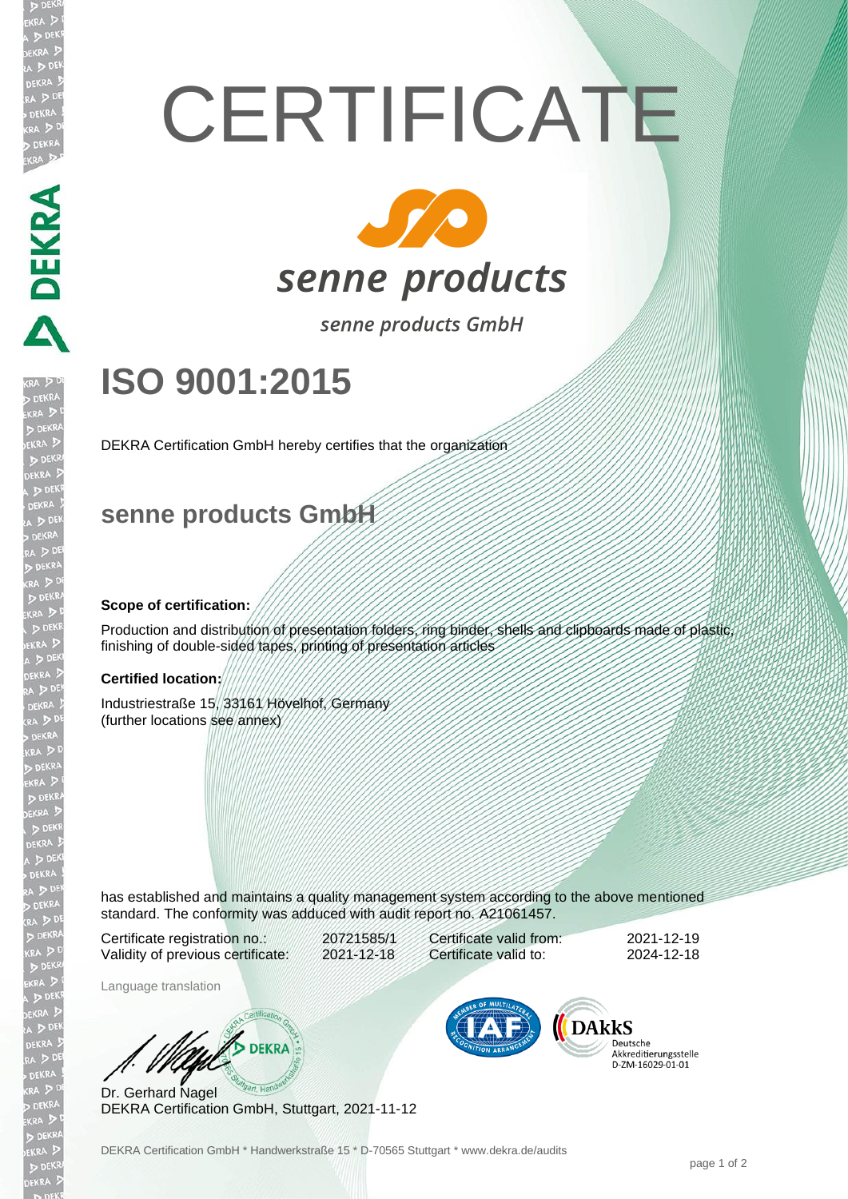# CERTIFICATE

senne products

senne products GmbH

# ISO 9001:2015

DEKRA Certification GmbH hereby certifies that the organization

## senne products GmbH

**Scope of certification:**

Production and distribution of presentation folders, ring binder, shells and clipboards made of plastic, finishing of double-sided tapes, printing of presentation articles

**Certified location:**

Industriestraße 15, 33161 Hövelhof, Germany
(further locations see annex)

has established and maintains a quality management system according to the above mentioned standard. The conformity was adduced with audit report no. A21061457.

| | | | |
|---|---|---|---|
| Certificate registration no.: | 20721585/1 | Certificate valid from: | 2021-12-19 |
| Validity of previous certificate: | 2021-12-18 | Certificate valid to: | 2024-12-18 |

Language translation

Dr. Gerhard Nagel
DEKRA Certification GmbH, Stuttgart, 2021-11-12

DAkkS Deutsche Akkreditierungsstelle D-ZM-16029-01-01

DEKRA Certification GmbH * Handwerkstraße 15 * D-70565 Stuttgart * www.dekra.de/audits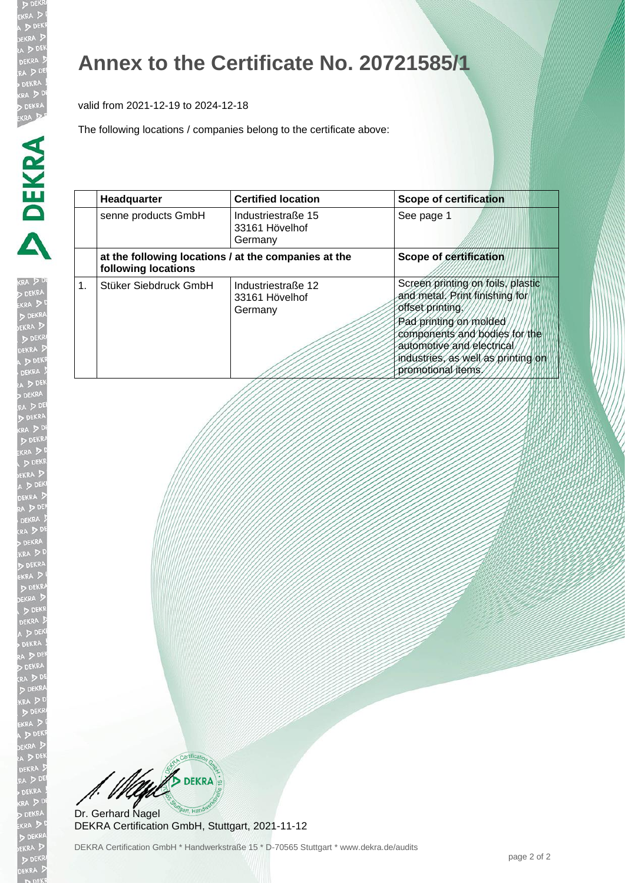# Annex to the Certificate No. 20721585/1

valid from 2021-12-19 to 2024-12-18

The following locations / companies belong to the certificate above:

| | Headquarter | Certified location | Scope of certification |
|---|---|---|---|
| | senne products GmbH | Industriestraße 15<br>33161 Hövelhof<br>Germany | See page 1 |
| | **at the following locations / at the companies at the following locations** | | **Scope of certification** |
| 1. | Stüker Siebdruck GmbH | Industriestraße 12<br>33161 Hövelhof<br>Germany | Screen printing on foils, plastic and metal. Print finishing for offset printing.<br>Pad printing on molded components and bodies for the automotive and electrical industries, as well as printing on promotional items. |

Dr. Gerhard Nagel
DEKRA Certification GmbH, Stuttgart, 2021-11-12

DEKRA Certification GmbH * Handwerkstraße 15 * D-70565 Stuttgart * www.dekra.de/audits